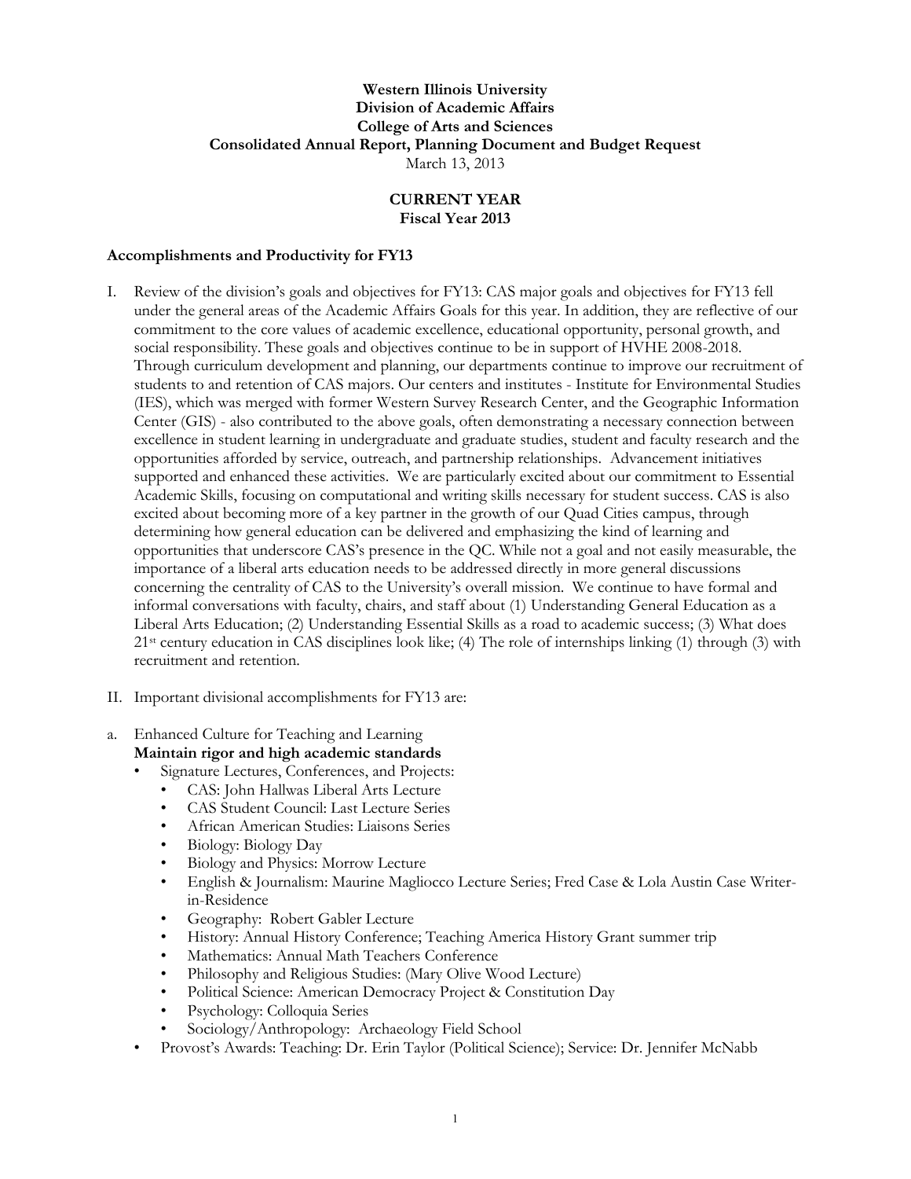**Western Illinois University**
**Division of Academic Affairs**
**College of Arts and Sciences**
**Consolidated Annual Report, Planning Document and Budget Request**
March 13, 2013

## CURRENT YEAR
## Fiscal Year 2013

### Accomplishments and Productivity for FY13

I. Review of the division's goals and objectives for FY13: CAS major goals and objectives for FY13 fell under the general areas of the Academic Affairs Goals for this year. In addition, they are reflective of our commitment to the core values of academic excellence, educational opportunity, personal growth, and social responsibility. These goals and objectives continue to be in support of HVHE 2008-2018. Through curriculum development and planning, our departments continue to improve our recruitment of students to and retention of CAS majors. Our centers and institutes - Institute for Environmental Studies (IES), which was merged with former Western Survey Research Center, and the Geographic Information Center (GIS) - also contributed to the above goals, often demonstrating a necessary connection between excellence in student learning in undergraduate and graduate studies, student and faculty research and the opportunities afforded by service, outreach, and partnership relationships. Advancement initiatives supported and enhanced these activities. We are particularly excited about our commitment to Essential Academic Skills, focusing on computational and writing skills necessary for student success. CAS is also excited about becoming more of a key partner in the growth of our Quad Cities campus, through determining how general education can be delivered and emphasizing the kind of learning and opportunities that underscore CAS's presence in the QC. While not a goal and not easily measurable, the importance of a liberal arts education needs to be addressed directly in more general discussions concerning the centrality of CAS to the University's overall mission. We continue to have formal and informal conversations with faculty, chairs, and staff about (1) Understanding General Education as a Liberal Arts Education; (2) Understanding Essential Skills as a road to academic success; (3) What does 21st century education in CAS disciplines look like; (4) The role of internships linking (1) through (3) with recruitment and retention.

II. Important divisional accomplishments for FY13 are:

a. Enhanced Culture for Teaching and Learning
   **Maintain rigor and high academic standards**
   - Signature Lectures, Conferences, and Projects:
     - CAS: John Hallwas Liberal Arts Lecture
     - CAS Student Council: Last Lecture Series
     - African American Studies: Liaisons Series
     - Biology: Biology Day
     - Biology and Physics: Morrow Lecture
     - English & Journalism: Maurine Magliocco Lecture Series; Fred Case & Lola Austin Case Writer-in-Residence
     - Geography: Robert Gabler Lecture
     - History: Annual History Conference; Teaching America History Grant summer trip
     - Mathematics: Annual Math Teachers Conference
     - Philosophy and Religious Studies: (Mary Olive Wood Lecture)
     - Political Science: American Democracy Project & Constitution Day
     - Psychology: Colloquia Series
     - Sociology/Anthropology: Archaeology Field School
   - Provost's Awards: Teaching: Dr. Erin Taylor (Political Science); Service: Dr. Jennifer McNabb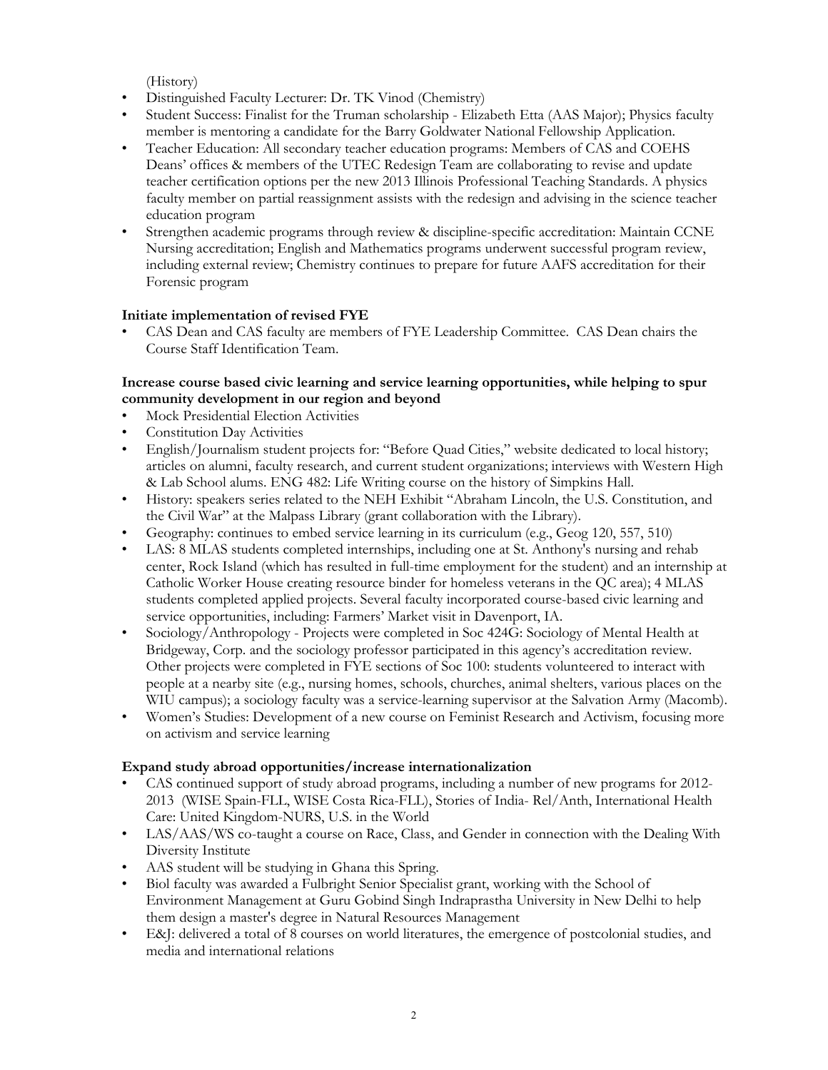(History)

- Distinguished Faculty Lecturer: Dr. TK Vinod (Chemistry)
- Student Success: Finalist for the Truman scholarship - Elizabeth Etta (AAS Major); Physics faculty member is mentoring a candidate for the Barry Goldwater National Fellowship Application.
- Teacher Education: All secondary teacher education programs: Members of CAS and COEHS Deans' offices & members of the UTEC Redesign Team are collaborating to revise and update teacher certification options per the new 2013 Illinois Professional Teaching Standards. A physics faculty member on partial reassignment assists with the redesign and advising in the science teacher education program
- Strengthen academic programs through review & discipline-specific accreditation: Maintain CCNE Nursing accreditation; English and Mathematics programs underwent successful program review, including external review; Chemistry continues to prepare for future AAFS accreditation for their Forensic program

**Initiate implementation of revised FYE**

- CAS Dean and CAS faculty are members of FYE Leadership Committee. CAS Dean chairs the Course Staff Identification Team.

**Increase course based civic learning and service learning opportunities, while helping to spur community development in our region and beyond**

- Mock Presidential Election Activities
- Constitution Day Activities
- English/Journalism student projects for: "Before Quad Cities," website dedicated to local history; articles on alumni, faculty research, and current student organizations; interviews with Western High & Lab School alums. ENG 482: Life Writing course on the history of Simpkins Hall.
- History: speakers series related to the NEH Exhibit "Abraham Lincoln, the U.S. Constitution, and the Civil War" at the Malpass Library (grant collaboration with the Library).
- Geography: continues to embed service learning in its curriculum (e.g., Geog 120, 557, 510)
- LAS: 8 MLAS students completed internships, including one at St. Anthony's nursing and rehab center, Rock Island (which has resulted in full-time employment for the student) and an internship at Catholic Worker House creating resource binder for homeless veterans in the QC area); 4 MLAS students completed applied projects. Several faculty incorporated course-based civic learning and service opportunities, including: Farmers' Market visit in Davenport, IA.
- Sociology/Anthropology - Projects were completed in Soc 424G: Sociology of Mental Health at Bridgeway, Corp. and the sociology professor participated in this agency's accreditation review. Other projects were completed in FYE sections of Soc 100: students volunteered to interact with people at a nearby site (e.g., nursing homes, schools, churches, animal shelters, various places on the WIU campus); a sociology faculty was a service-learning supervisor at the Salvation Army (Macomb).
- Women's Studies: Development of a new course on Feminist Research and Activism, focusing more on activism and service learning

**Expand study abroad opportunities/increase internationalization**

- CAS continued support of study abroad programs, including a number of new programs for 2012-2013 (WISE Spain-FLL, WISE Costa Rica-FLL), Stories of India- Rel/Anth, International Health Care: United Kingdom-NURS, U.S. in the World
- LAS/AAS/WS co-taught a course on Race, Class, and Gender in connection with the Dealing With Diversity Institute
- AAS student will be studying in Ghana this Spring.
- Biol faculty was awarded a Fulbright Senior Specialist grant, working with the School of Environment Management at Guru Gobind Singh Indraprastha University in New Delhi to help them design a master's degree in Natural Resources Management
- E&J: delivered a total of 8 courses on world literatures, the emergence of postcolonial studies, and media and international relations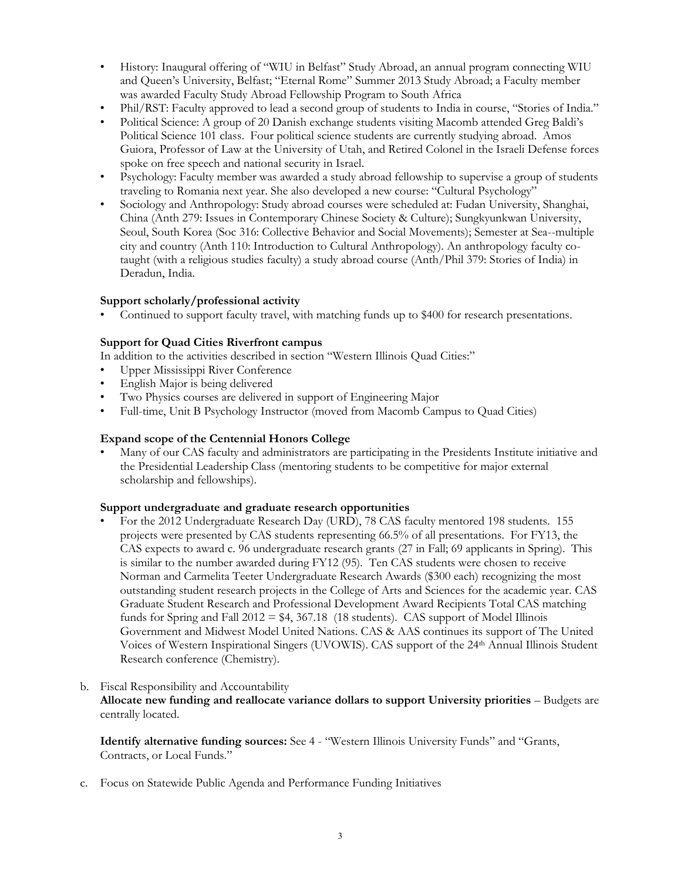- History: Inaugural offering of "WIU in Belfast" Study Abroad, an annual program connecting WIU and Queen's University, Belfast; "Eternal Rome" Summer 2013 Study Abroad; a Faculty member was awarded Faculty Study Abroad Fellowship Program to South Africa
- Phil/RST: Faculty approved to lead a second group of students to India in course, "Stories of India."
- Political Science: A group of 20 Danish exchange students visiting Macomb attended Greg Baldi's Political Science 101 class. Four political science students are currently studying abroad. Amos Guiora, Professor of Law at the University of Utah, and Retired Colonel in the Israeli Defense forces spoke on free speech and national security in Israel.
- Psychology: Faculty member was awarded a study abroad fellowship to supervise a group of students traveling to Romania next year. She also developed a new course: "Cultural Psychology"
- Sociology and Anthropology: Study abroad courses were scheduled at: Fudan University, Shanghai, China (Anth 279: Issues in Contemporary Chinese Society & Culture); Sungkyunkwan University, Seoul, South Korea (Soc 316: Collective Behavior and Social Movements); Semester at Sea--multiple city and country (Anth 110: Introduction to Cultural Anthropology). An anthropology faculty co-taught (with a religious studies faculty) a study abroad course (Anth/Phil 379: Stories of India) in Deradun, India.

**Support scholarly/professional activity**

- Continued to support faculty travel, with matching funds up to $400 for research presentations.

**Support for Quad Cities Riverfront campus**

In addition to the activities described in section "Western Illinois Quad Cities:"

- Upper Mississippi River Conference
- English Major is being delivered
- Two Physics courses are delivered in support of Engineering Major
- Full-time, Unit B Psychology Instructor (moved from Macomb Campus to Quad Cities)

**Expand scope of the Centennial Honors College**

- Many of our CAS faculty and administrators are participating in the Presidents Institute initiative and the Presidential Leadership Class (mentoring students to be competitive for major external scholarship and fellowships).

**Support undergraduate and graduate research opportunities**

- For the 2012 Undergraduate Research Day (URD), 78 CAS faculty mentored 198 students. 155 projects were presented by CAS students representing 66.5% of all presentations. For FY13, the CAS expects to award c. 96 undergraduate research grants (27 in Fall; 69 applicants in Spring). This is similar to the number awarded during FY12 (95). Ten CAS students were chosen to receive Norman and Carmelita Teeter Undergraduate Research Awards ($300 each) recognizing the most outstanding student research projects in the College of Arts and Sciences for the academic year. CAS Graduate Student Research and Professional Development Award Recipients Total CAS matching funds for Spring and Fall 2012 = $4, 367.18 (18 students). CAS support of Model Illinois Government and Midwest Model United Nations. CAS & AAS continues its support of The United Voices of Western Inspirational Singers (UVOWIS). CAS support of the 24th Annual Illinois Student Research conference (Chemistry).

b. Fiscal Responsibility and Accountability

**Allocate new funding and reallocate variance dollars to support University priorities** – Budgets are centrally located.

**Identify alternative funding sources:** See 4 - "Western Illinois University Funds" and "Grants, Contracts, or Local Funds."

c. Focus on Statewide Public Agenda and Performance Funding Initiatives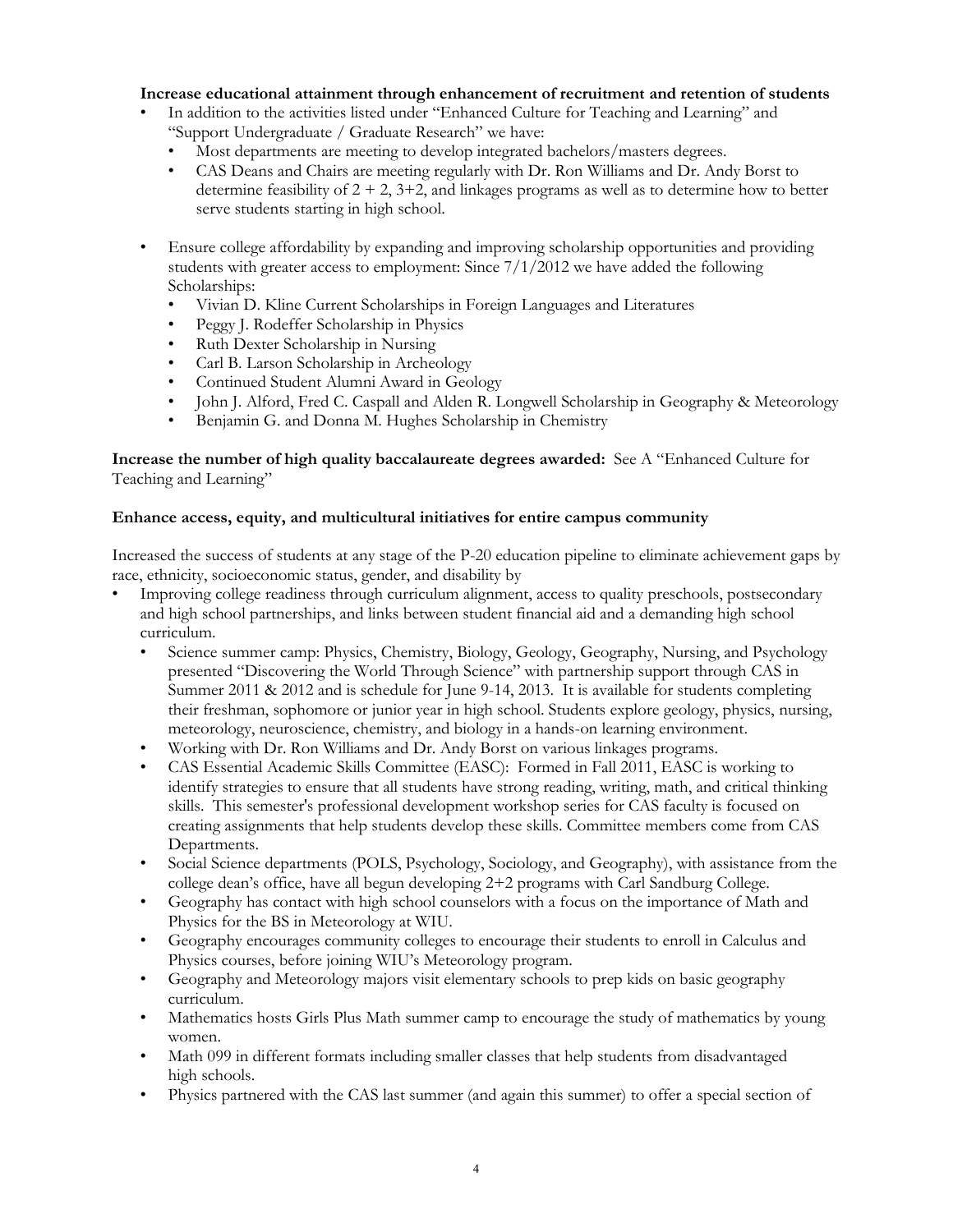**Increase educational attainment through enhancement of recruitment and retention of students**

- In addition to the activities listed under "Enhanced Culture for Teaching and Learning" and "Support Undergraduate / Graduate Research" we have:
  - Most departments are meeting to develop integrated bachelors/masters degrees.
  - CAS Deans and Chairs are meeting regularly with Dr. Ron Williams and Dr. Andy Borst to determine feasibility of 2 + 2, 3+2, and linkages programs as well as to determine how to better serve students starting in high school.

- Ensure college affordability by expanding and improving scholarship opportunities and providing students with greater access to employment: Since 7/1/2012 we have added the following Scholarships:
  - Vivian D. Kline Current Scholarships in Foreign Languages and Literatures
  - Peggy J. Rodeffer Scholarship in Physics
  - Ruth Dexter Scholarship in Nursing
  - Carl B. Larson Scholarship in Archeology
  - Continued Student Alumni Award in Geology
  - John J. Alford, Fred C. Caspall and Alden R. Longwell Scholarship in Geography & Meteorology
  - Benjamin G. and Donna M. Hughes Scholarship in Chemistry

**Increase the number of high quality baccalaureate degrees awarded:** See A "Enhanced Culture for Teaching and Learning"

**Enhance access, equity, and multicultural initiatives for entire campus community**

Increased the success of students at any stage of the P-20 education pipeline to eliminate achievement gaps by race, ethnicity, socioeconomic status, gender, and disability by

- Improving college readiness through curriculum alignment, access to quality preschools, postsecondary and high school partnerships, and links between student financial aid and a demanding high school curriculum.
  - Science summer camp: Physics, Chemistry, Biology, Geology, Geography, Nursing, and Psychology presented "Discovering the World Through Science" with partnership support through CAS in Summer 2011 & 2012 and is schedule for June 9-14, 2013. It is available for students completing their freshman, sophomore or junior year in high school. Students explore geology, physics, nursing, meteorology, neuroscience, chemistry, and biology in a hands-on learning environment.
  - Working with Dr. Ron Williams and Dr. Andy Borst on various linkages programs.
  - CAS Essential Academic Skills Committee (EASC): Formed in Fall 2011, EASC is working to identify strategies to ensure that all students have strong reading, writing, math, and critical thinking skills. This semester's professional development workshop series for CAS faculty is focused on creating assignments that help students develop these skills. Committee members come from CAS Departments.
  - Social Science departments (POLS, Psychology, Sociology, and Geography), with assistance from the college dean's office, have all begun developing 2+2 programs with Carl Sandburg College.
  - Geography has contact with high school counselors with a focus on the importance of Math and Physics for the BS in Meteorology at WIU.
  - Geography encourages community colleges to encourage their students to enroll in Calculus and Physics courses, before joining WIU's Meteorology program.
  - Geography and Meteorology majors visit elementary schools to prep kids on basic geography curriculum.
  - Mathematics hosts Girls Plus Math summer camp to encourage the study of mathematics by young women.
  - Math 099 in different formats including smaller classes that help students from disadvantaged high schools.
  - Physics partnered with the CAS last summer (and again this summer) to offer a special section of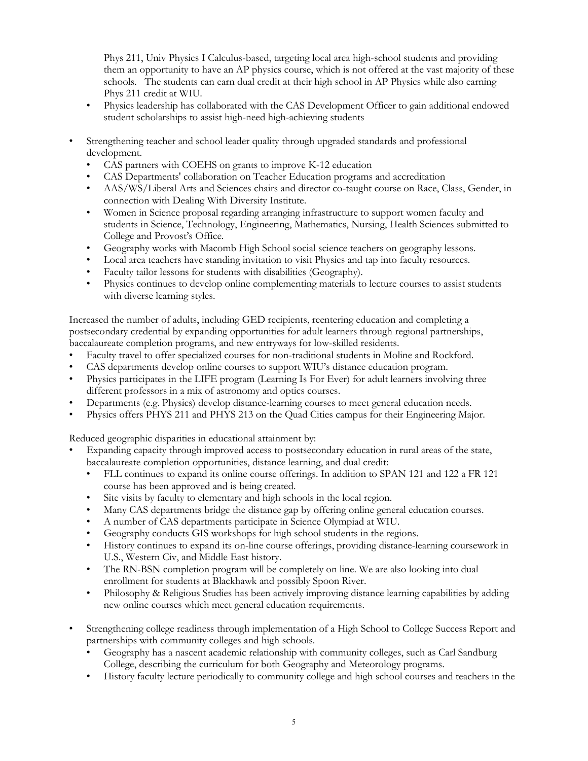Phys 211, Univ Physics I Calculus-based, targeting local area high-school students and providing them an opportunity to have an AP physics course, which is not offered at the vast majority of these schools. The students can earn dual credit at their high school in AP Physics while also earning Phys 211 credit at WIU.
  - Physics leadership has collaborated with the CAS Development Officer to gain additional endowed student scholarships to assist high-need high-achieving students

- Strengthening teacher and school leader quality through upgraded standards and professional development.
  - CAS partners with COEHS on grants to improve K-12 education
  - CAS Departments' collaboration on Teacher Education programs and accreditation
  - AAS/WS/Liberal Arts and Sciences chairs and director co-taught course on Race, Class, Gender, in connection with Dealing With Diversity Institute.
  - Women in Science proposal regarding arranging infrastructure to support women faculty and students in Science, Technology, Engineering, Mathematics, Nursing, Health Sciences submitted to College and Provost's Office.
  - Geography works with Macomb High School social science teachers on geography lessons.
  - Local area teachers have standing invitation to visit Physics and tap into faculty resources.
  - Faculty tailor lessons for students with disabilities (Geography).
  - Physics continues to develop online complementing materials to lecture courses to assist students with diverse learning styles.

Increased the number of adults, including GED recipients, reentering education and completing a postsecondary credential by expanding opportunities for adult learners through regional partnerships, baccalaureate completion programs, and new entryways for low-skilled residents.

- Faculty travel to offer specialized courses for non-traditional students in Moline and Rockford.
- CAS departments develop online courses to support WIU's distance education program.
- Physics participates in the LIFE program (Learning Is For Ever) for adult learners involving three different professors in a mix of astronomy and optics courses.
- Departments (e.g. Physics) develop distance-learning courses to meet general education needs.
- Physics offers PHYS 211 and PHYS 213 on the Quad Cities campus for their Engineering Major.

Reduced geographic disparities in educational attainment by:

- Expanding capacity through improved access to postsecondary education in rural areas of the state, baccalaureate completion opportunities, distance learning, and dual credit:
  - FLL continues to expand its online course offerings. In addition to SPAN 121 and 122 a FR 121 course has been approved and is being created.
  - Site visits by faculty to elementary and high schools in the local region.
  - Many CAS departments bridge the distance gap by offering online general education courses.
  - A number of CAS departments participate in Science Olympiad at WIU.
  - Geography conducts GIS workshops for high school students in the regions.
  - History continues to expand its on-line course offerings, providing distance-learning coursework in U.S., Western Civ, and Middle East history.
  - The RN-BSN completion program will be completely on line. We are also looking into dual enrollment for students at Blackhawk and possibly Spoon River.
  - Philosophy & Religious Studies has been actively improving distance learning capabilities by adding new online courses which meet general education requirements.

- Strengthening college readiness through implementation of a High School to College Success Report and partnerships with community colleges and high schools.
  - Geography has a nascent academic relationship with community colleges, such as Carl Sandburg College, describing the curriculum for both Geography and Meteorology programs.
  - History faculty lecture periodically to community college and high school courses and teachers in the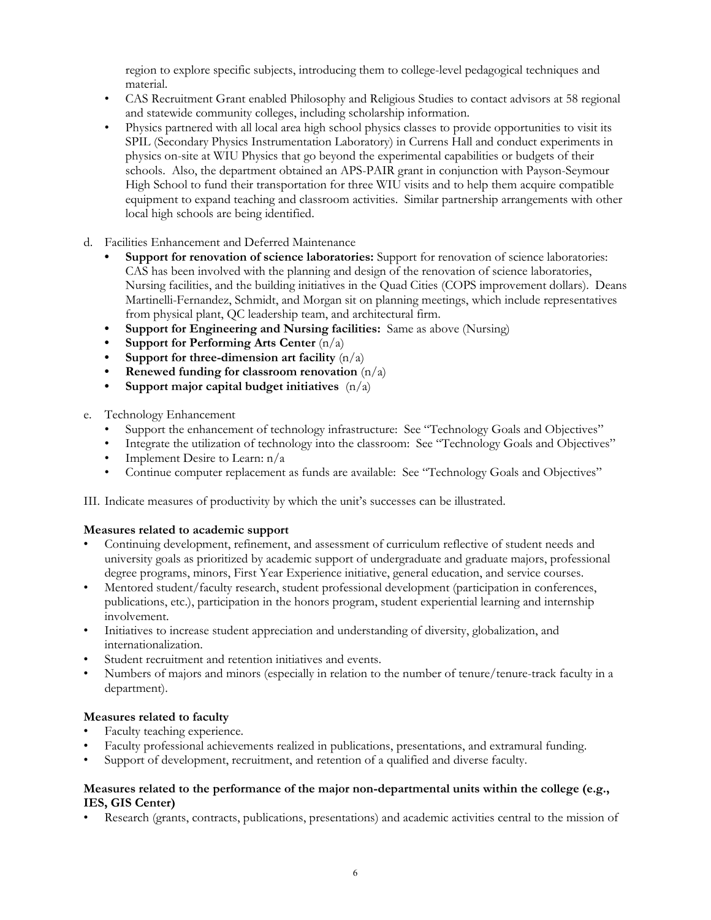region to explore specific subjects, introducing them to college-level pedagogical techniques and material.

- CAS Recruitment Grant enabled Philosophy and Religious Studies to contact advisors at 58 regional and statewide community colleges, including scholarship information.
- Physics partnered with all local area high school physics classes to provide opportunities to visit its SPIL (Secondary Physics Instrumentation Laboratory) in Currens Hall and conduct experiments in physics on-site at WIU Physics that go beyond the experimental capabilities or budgets of their schools. Also, the department obtained an APS-PAIR grant in conjunction with Payson-Seymour High School to fund their transportation for three WIU visits and to help them acquire compatible equipment to expand teaching and classroom activities. Similar partnership arrangements with other local high schools are being identified.

d. Facilities Enhancement and Deferred Maintenance

- **Support for renovation of science laboratories:** Support for renovation of science laboratories: CAS has been involved with the planning and design of the renovation of science laboratories, Nursing facilities, and the building initiatives in the Quad Cities (COPS improvement dollars). Deans Martinelli-Fernandez, Schmidt, and Morgan sit on planning meetings, which include representatives from physical plant, QC leadership team, and architectural firm.
- **Support for Engineering and Nursing facilities:** Same as above (Nursing)
- **Support for Performing Arts Center** (n/a)
- **Support for three-dimension art facility** (n/a)
- **Renewed funding for classroom renovation** (n/a)
- **Support major capital budget initiatives** (n/a)

e. Technology Enhancement

- Support the enhancement of technology infrastructure: See "Technology Goals and Objectives"
- Integrate the utilization of technology into the classroom: See "Technology Goals and Objectives"
- Implement Desire to Learn: n/a
- Continue computer replacement as funds are available: See "Technology Goals and Objectives"

III. Indicate measures of productivity by which the unit's successes can be illustrated.

**Measures related to academic support**

- Continuing development, refinement, and assessment of curriculum reflective of student needs and university goals as prioritized by academic support of undergraduate and graduate majors, professional degree programs, minors, First Year Experience initiative, general education, and service courses.
- Mentored student/faculty research, student professional development (participation in conferences, publications, etc.), participation in the honors program, student experiential learning and internship involvement.
- Initiatives to increase student appreciation and understanding of diversity, globalization, and internationalization.
- Student recruitment and retention initiatives and events.
- Numbers of majors and minors (especially in relation to the number of tenure/tenure-track faculty in a department).

**Measures related to faculty**

- Faculty teaching experience.
- Faculty professional achievements realized in publications, presentations, and extramural funding.
- Support of development, recruitment, and retention of a qualified and diverse faculty.

**Measures related to the performance of the major non-departmental units within the college (e.g., IES, GIS Center)**

- Research (grants, contracts, publications, presentations) and academic activities central to the mission of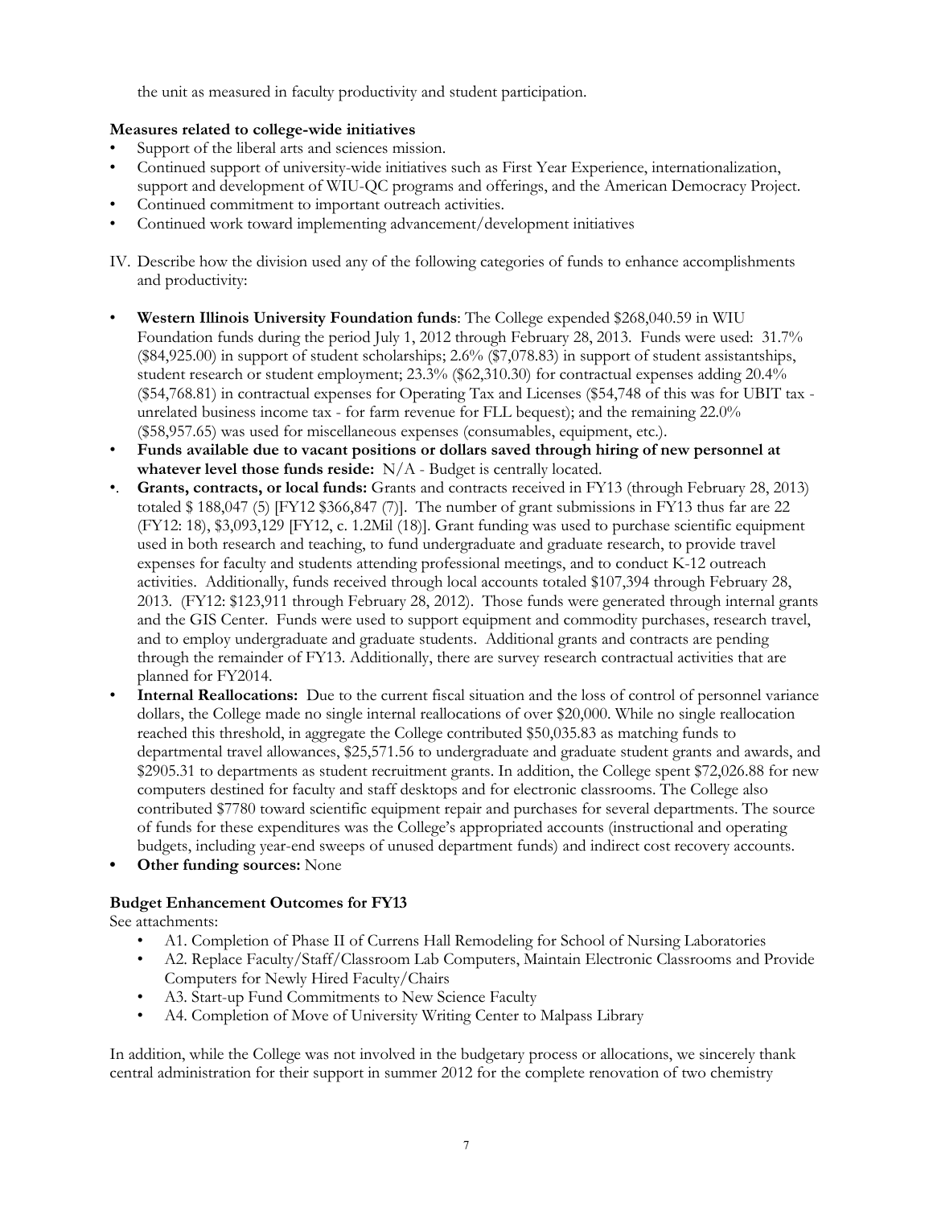the unit as measured in faculty productivity and student participation.

**Measures related to college-wide initiatives**

- Support of the liberal arts and sciences mission.
- Continued support of university-wide initiatives such as First Year Experience, internationalization, support and development of WIU-QC programs and offerings, and the American Democracy Project.
- Continued commitment to important outreach activities.
- Continued work toward implementing advancement/development initiatives

IV. Describe how the division used any of the following categories of funds to enhance accomplishments and productivity:

- **Western Illinois University Foundation funds**: The College expended $268,040.59 in WIU Foundation funds during the period July 1, 2012 through February 28, 2013. Funds were used: 31.7% ($84,925.00) in support of student scholarships; 2.6% ($7,078.83) in support of student assistantships, student research or student employment; 23.3% ($62,310.30) for contractual expenses adding 20.4% ($54,768.81) in contractual expenses for Operating Tax and Licenses ($54,748 of this was for UBIT tax - unrelated business income tax - for farm revenue for FLL bequest); and the remaining 22.0% ($58,957.65) was used for miscellaneous expenses (consumables, equipment, etc.).
- **Funds available due to vacant positions or dollars saved through hiring of new personnel at whatever level those funds reside:** N/A - Budget is centrally located.
- **Grants, contracts, or local funds:** Grants and contracts received in FY13 (through February 28, 2013) totaled $ 188,047 (5) [FY12 $366,847 (7)]. The number of grant submissions in FY13 thus far are 22 (FY12: 18), $3,093,129 [FY12, c. 1.2Mil (18)]. Grant funding was used to purchase scientific equipment used in both research and teaching, to fund undergraduate and graduate research, to provide travel expenses for faculty and students attending professional meetings, and to conduct K-12 outreach activities. Additionally, funds received through local accounts totaled $107,394 through February 28, 2013. (FY12: $123,911 through February 28, 2012). Those funds were generated through internal grants and the GIS Center. Funds were used to support equipment and commodity purchases, research travel, and to employ undergraduate and graduate students. Additional grants and contracts are pending through the remainder of FY13. Additionally, there are survey research contractual activities that are planned for FY2014.
- **Internal Reallocations:** Due to the current fiscal situation and the loss of control of personnel variance dollars, the College made no single internal reallocations of over $20,000. While no single reallocation reached this threshold, in aggregate the College contributed $50,035.83 as matching funds to departmental travel allowances, $25,571.56 to undergraduate and graduate student grants and awards, and $2905.31 to departments as student recruitment grants. In addition, the College spent $72,026.88 for new computers destined for faculty and staff desktops and for electronic classrooms. The College also contributed $7780 toward scientific equipment repair and purchases for several departments. The source of funds for these expenditures was the College's appropriated accounts (instructional and operating budgets, including year-end sweeps of unused department funds) and indirect cost recovery accounts.
- **Other funding sources:** None

**Budget Enhancement Outcomes for FY13**

See attachments:

- A1. Completion of Phase II of Currens Hall Remodeling for School of Nursing Laboratories
- A2. Replace Faculty/Staff/Classroom Lab Computers, Maintain Electronic Classrooms and Provide Computers for Newly Hired Faculty/Chairs
- A3. Start-up Fund Commitments to New Science Faculty
- A4. Completion of Move of University Writing Center to Malpass Library

In addition, while the College was not involved in the budgetary process or allocations, we sincerely thank central administration for their support in summer 2012 for the complete renovation of two chemistry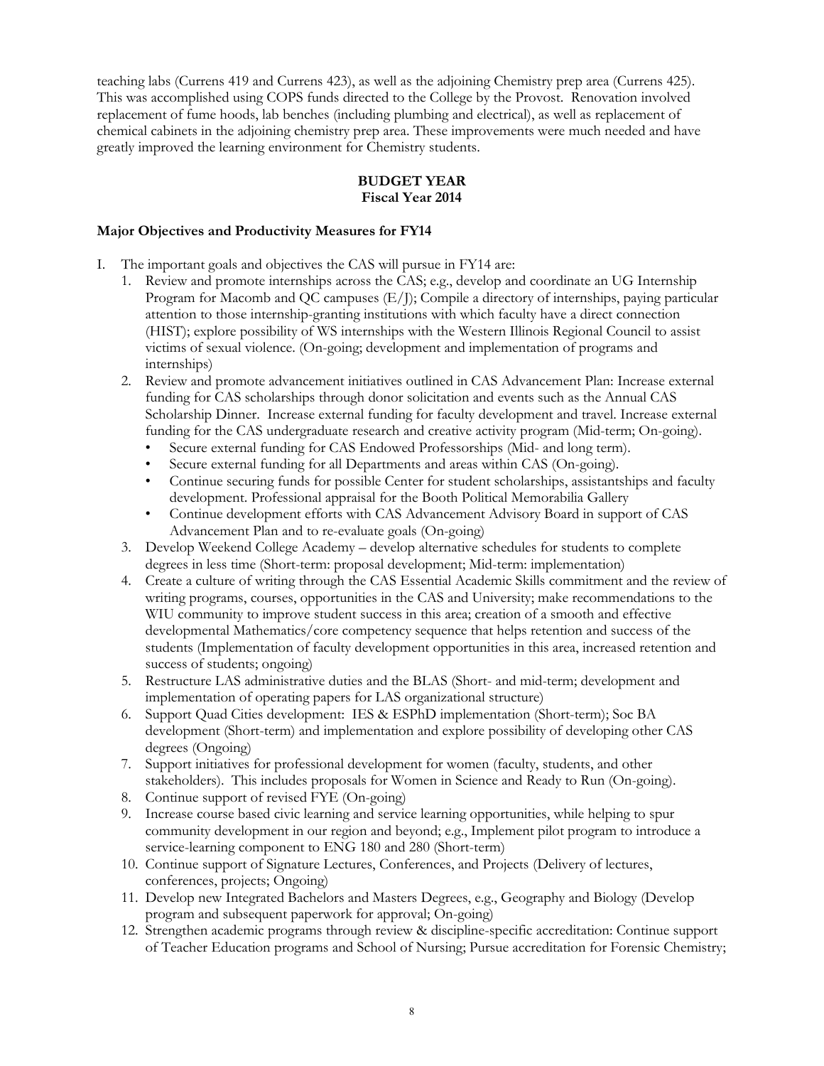teaching labs (Currens 419 and Currens 423), as well as the adjoining Chemistry prep area (Currens 425). This was accomplished using COPS funds directed to the College by the Provost. Renovation involved replacement of fume hoods, lab benches (including plumbing and electrical), as well as replacement of chemical cabinets in the adjoining chemistry prep area. These improvements were much needed and have greatly improved the learning environment for Chemistry students.

## BUDGET YEAR
### Fiscal Year 2014

**Major Objectives and Productivity Measures for FY14**

I. The important goals and objectives the CAS will pursue in FY14 are:
   1. Review and promote internships across the CAS; e.g., develop and coordinate an UG Internship Program for Macomb and QC campuses (E/J); Compile a directory of internships, paying particular attention to those internship-granting institutions with which faculty have a direct connection (HIST); explore possibility of WS internships with the Western Illinois Regional Council to assist victims of sexual violence. (On-going; development and implementation of programs and internships)
   2. Review and promote advancement initiatives outlined in CAS Advancement Plan: Increase external funding for CAS scholarships through donor solicitation and events such as the Annual CAS Scholarship Dinner. Increase external funding for faculty development and travel. Increase external funding for the CAS undergraduate research and creative activity program (Mid-term; On-going).
      - Secure external funding for CAS Endowed Professorships (Mid- and long term).
      - Secure external funding for all Departments and areas within CAS (On-going).
      - Continue securing funds for possible Center for student scholarships, assistantships and faculty development. Professional appraisal for the Booth Political Memorabilia Gallery
      - Continue development efforts with CAS Advancement Advisory Board in support of CAS Advancement Plan and to re-evaluate goals (On-going)
   3. Develop Weekend College Academy – develop alternative schedules for students to complete degrees in less time (Short-term: proposal development; Mid-term: implementation)
   4. Create a culture of writing through the CAS Essential Academic Skills commitment and the review of writing programs, courses, opportunities in the CAS and University; make recommendations to the WIU community to improve student success in this area; creation of a smooth and effective developmental Mathematics/core competency sequence that helps retention and success of the students (Implementation of faculty development opportunities in this area, increased retention and success of students; ongoing)
   5. Restructure LAS administrative duties and the BLAS (Short- and mid-term; development and implementation of operating papers for LAS organizational structure)
   6. Support Quad Cities development: IES & ESPhD implementation (Short-term); Soc BA development (Short-term) and implementation and explore possibility of developing other CAS degrees (Ongoing)
   7. Support initiatives for professional development for women (faculty, students, and other stakeholders). This includes proposals for Women in Science and Ready to Run (On-going).
   8. Continue support of revised FYE (On-going)
   9. Increase course based civic learning and service learning opportunities, while helping to spur community development in our region and beyond; e.g., Implement pilot program to introduce a service-learning component to ENG 180 and 280 (Short-term)
   10. Continue support of Signature Lectures, Conferences, and Projects (Delivery of lectures, conferences, projects; Ongoing)
   11. Develop new Integrated Bachelors and Masters Degrees, e.g., Geography and Biology (Develop program and subsequent paperwork for approval; On-going)
   12. Strengthen academic programs through review & discipline-specific accreditation: Continue support of Teacher Education programs and School of Nursing; Pursue accreditation for Forensic Chemistry;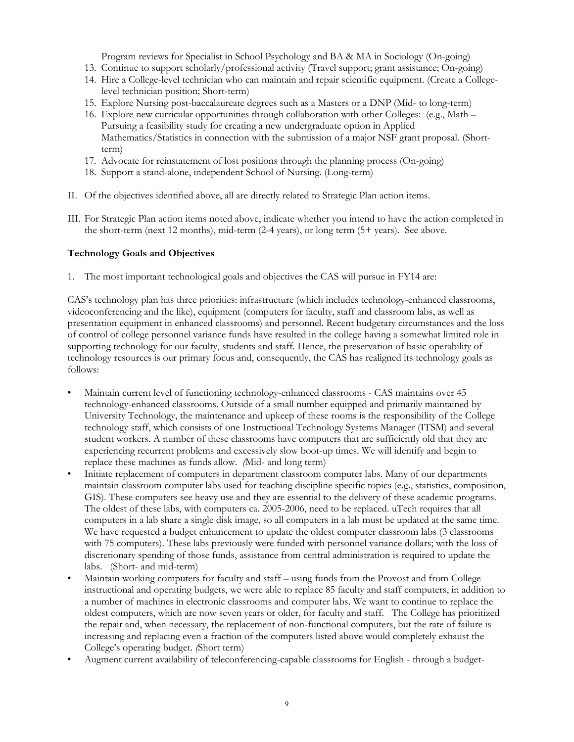Program reviews for Specialist in School Psychology and BA & MA in Sociology (On-going)

13. Continue to support scholarly/professional activity (Travel support; grant assistance; On-going)
14. Hire a College-level technician who can maintain and repair scientific equipment. (Create a College-level technician position; Short-term)
15. Explore Nursing post-baccalaureate degrees such as a Masters or a DNP (Mid- to long-term)
16. Explore new curricular opportunities through collaboration with other Colleges: (e.g., Math – Pursuing a feasibility study for creating a new undergraduate option in Applied Mathematics/Statistics in connection with the submission of a major NSF grant proposal. (Short-term)
17. Advocate for reinstatement of lost positions through the planning process (On-going)
18. Support a stand-alone, independent School of Nursing. (Long-term)

II. Of the objectives identified above, all are directly related to Strategic Plan action items.

III. For Strategic Plan action items noted above, indicate whether you intend to have the action completed in the short-term (next 12 months), mid-term (2-4 years), or long term (5+ years). See above.

**Technology Goals and Objectives**

1. The most important technological goals and objectives the CAS will pursue in FY14 are:

CAS's technology plan has three priorities: infrastructure (which includes technology-enhanced classrooms, videoconferencing and the like), equipment (computers for faculty, staff and classroom labs, as well as presentation equipment in enhanced classrooms) and personnel. Recent budgetary circumstances and the loss of control of college personnel variance funds have resulted in the college having a somewhat limited role in supporting technology for our faculty, students and staff. Hence, the preservation of basic operability of technology resources is our primary focus and, consequently, the CAS has realigned its technology goals as follows:

- Maintain current level of functioning technology-enhanced classrooms - CAS maintains over 45 technology-enhanced classrooms. Outside of a small number equipped and primarily maintained by University Technology, the maintenance and upkeep of these rooms is the responsibility of the College technology staff, which consists of one Instructional Technology Systems Manager (ITSM) and several student workers. A number of these classrooms have computers that are sufficiently old that they are experiencing recurrent problems and excessively slow boot-up times. We will identify and begin to replace these machines as funds allow. *(*Mid- and long term)
- Initiate replacement of computers in department classroom computer labs. Many of our departments maintain classroom computer labs used for teaching discipline specific topics (e.g., statistics, composition, GIS). These computers see heavy use and they are essential to the delivery of these academic programs. The oldest of these labs, with computers ca. 2005-2006, need to be replaced. uTech requires that all computers in a lab share a single disk image, so all computers in a lab must be updated at the same time. We have requested a budget enhancement to update the oldest computer classroom labs (3 classrooms with 75 computers). These labs previously were funded with personnel variance dollars; with the loss of discretionary spending of those funds, assistance from central administration is required to update the labs. (Short- and mid-term)
- Maintain working computers for faculty and staff – using funds from the Provost and from College instructional and operating budgets, we were able to replace 85 faculty and staff computers, in addition to a number of machines in electronic classrooms and computer labs. We want to continue to replace the oldest computers, which are now seven years or older, for faculty and staff. The College has prioritized the repair and, when necessary, the replacement of non-functional computers, but the rate of failure is increasing and replacing even a fraction of the computers listed above would completely exhaust the College's operating budget. *(*Short term)
- Augment current availability of teleconferencing-capable classrooms for English - through a budget-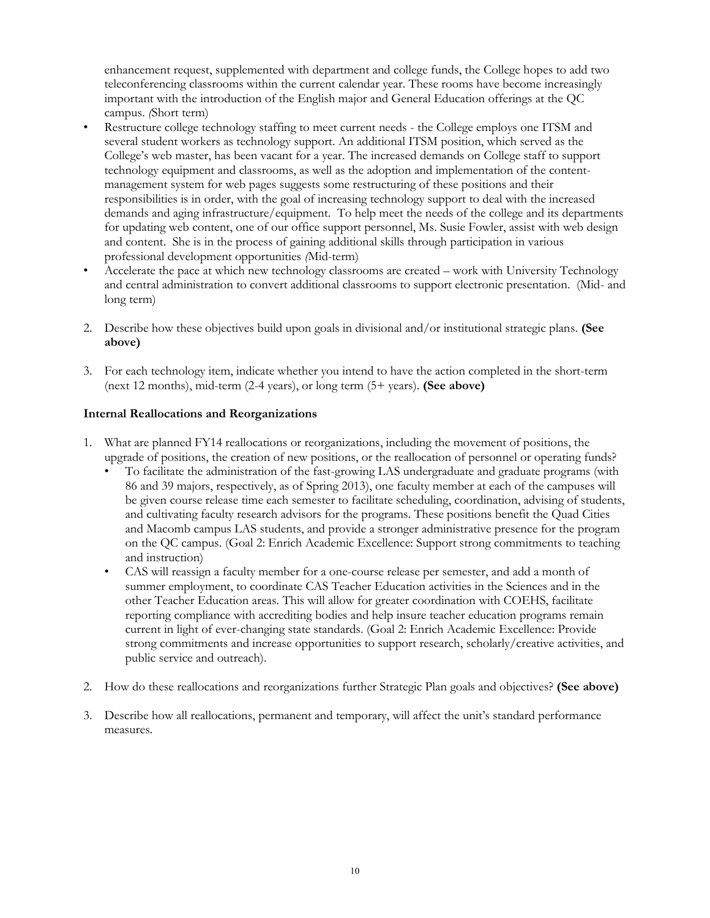enhancement request, supplemented with department and college funds, the College hopes to add two teleconferencing classrooms within the current calendar year. These rooms have become increasingly important with the introduction of the English major and General Education offerings at the QC campus. *(*Short term)

- Restructure college technology staffing to meet current needs - the College employs one ITSM and several student workers as technology support. An additional ITSM position, which served as the College's web master, has been vacant for a year. The increased demands on College staff to support technology equipment and classrooms, as well as the adoption and implementation of the content-management system for web pages suggests some restructuring of these positions and their responsibilities is in order, with the goal of increasing technology support to deal with the increased demands and aging infrastructure/equipment. To help meet the needs of the college and its departments for updating web content, one of our office support personnel, Ms. Susie Fowler, assist with web design and content. She is in the process of gaining additional skills through participation in various professional development opportunities *(*Mid-term)
- Accelerate the pace at which new technology classrooms are created – work with University Technology and central administration to convert additional classrooms to support electronic presentation. (Mid- and long term)

2. Describe how these objectives build upon goals in divisional and/or institutional strategic plans. **(See above)**

3. For each technology item, indicate whether you intend to have the action completed in the short-term (next 12 months), mid-term (2-4 years), or long term (5+ years). **(See above)**

### Internal Reallocations and Reorganizations

1. What are planned FY14 reallocations or reorganizations, including the movement of positions, the upgrade of positions, the creation of new positions, or the reallocation of personnel or operating funds?
   - To facilitate the administration of the fast-growing LAS undergraduate and graduate programs (with 86 and 39 majors, respectively, as of Spring 2013), one faculty member at each of the campuses will be given course release time each semester to facilitate scheduling, coordination, advising of students, and cultivating faculty research advisors for the programs. These positions benefit the Quad Cities and Macomb campus LAS students, and provide a stronger administrative presence for the program on the QC campus. (Goal 2: Enrich Academic Excellence: Support strong commitments to teaching and instruction)
   - CAS will reassign a faculty member for a one-course release per semester, and add a month of summer employment, to coordinate CAS Teacher Education activities in the Sciences and in the other Teacher Education areas. This will allow for greater coordination with COEHS, facilitate reporting compliance with accrediting bodies and help insure teacher education programs remain current in light of ever-changing state standards. (Goal 2: Enrich Academic Excellence: Provide strong commitments and increase opportunities to support research, scholarly/creative activities, and public service and outreach).

2. How do these reallocations and reorganizations further Strategic Plan goals and objectives? **(See above)**

3. Describe how all reallocations, permanent and temporary, will affect the unit's standard performance measures.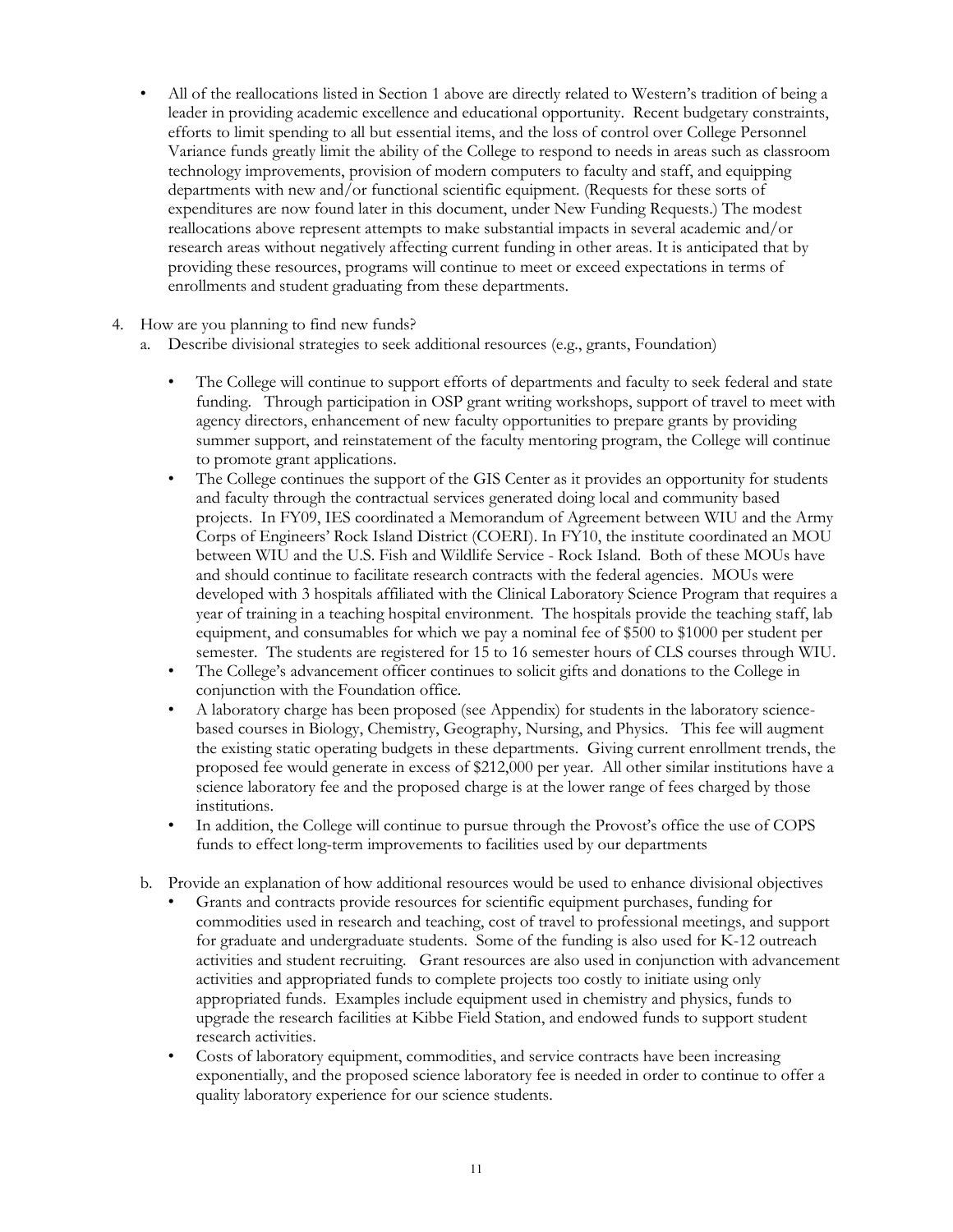- All of the reallocations listed in Section 1 above are directly related to Western's tradition of being a leader in providing academic excellence and educational opportunity. Recent budgetary constraints, efforts to limit spending to all but essential items, and the loss of control over College Personnel Variance funds greatly limit the ability of the College to respond to needs in areas such as classroom technology improvements, provision of modern computers to faculty and staff, and equipping departments with new and/or functional scientific equipment. (Requests for these sorts of expenditures are now found later in this document, under New Funding Requests.) The modest reallocations above represent attempts to make substantial impacts in several academic and/or research areas without negatively affecting current funding in other areas. It is anticipated that by providing these resources, programs will continue to meet or exceed expectations in terms of enrollments and student graduating from these departments.

4. How are you planning to find new funds?
   a. Describe divisional strategies to seek additional resources (e.g., grants, Foundation)

      - The College will continue to support efforts of departments and faculty to seek federal and state funding. Through participation in OSP grant writing workshops, support of travel to meet with agency directors, enhancement of new faculty opportunities to prepare grants by providing summer support, and reinstatement of the faculty mentoring program, the College will continue to promote grant applications.
      - The College continues the support of the GIS Center as it provides an opportunity for students and faculty through the contractual services generated doing local and community based projects. In FY09, IES coordinated a Memorandum of Agreement between WIU and the Army Corps of Engineers' Rock Island District (COERI). In FY10, the institute coordinated an MOU between WIU and the U.S. Fish and Wildlife Service - Rock Island. Both of these MOUs have and should continue to facilitate research contracts with the federal agencies. MOUs were developed with 3 hospitals affiliated with the Clinical Laboratory Science Program that requires a year of training in a teaching hospital environment. The hospitals provide the teaching staff, lab equipment, and consumables for which we pay a nominal fee of \$500 to \$1000 per student per semester. The students are registered for 15 to 16 semester hours of CLS courses through WIU.
      - The College's advancement officer continues to solicit gifts and donations to the College in conjunction with the Foundation office.
      - A laboratory charge has been proposed (see Appendix) for students in the laboratory science-based courses in Biology, Chemistry, Geography, Nursing, and Physics. This fee will augment the existing static operating budgets in these departments. Giving current enrollment trends, the proposed fee would generate in excess of \$212,000 per year. All other similar institutions have a science laboratory fee and the proposed charge is at the lower range of fees charged by those institutions.
      - In addition, the College will continue to pursue through the Provost's office the use of COPS funds to effect long-term improvements to facilities used by our departments

   b. Provide an explanation of how additional resources would be used to enhance divisional objectives
      - Grants and contracts provide resources for scientific equipment purchases, funding for commodities used in research and teaching, cost of travel to professional meetings, and support for graduate and undergraduate students. Some of the funding is also used for K-12 outreach activities and student recruiting. Grant resources are also used in conjunction with advancement activities and appropriated funds to complete projects too costly to initiate using only appropriated funds. Examples include equipment used in chemistry and physics, funds to upgrade the research facilities at Kibbe Field Station, and endowed funds to support student research activities.
      - Costs of laboratory equipment, commodities, and service contracts have been increasing exponentially, and the proposed science laboratory fee is needed in order to continue to offer a quality laboratory experience for our science students.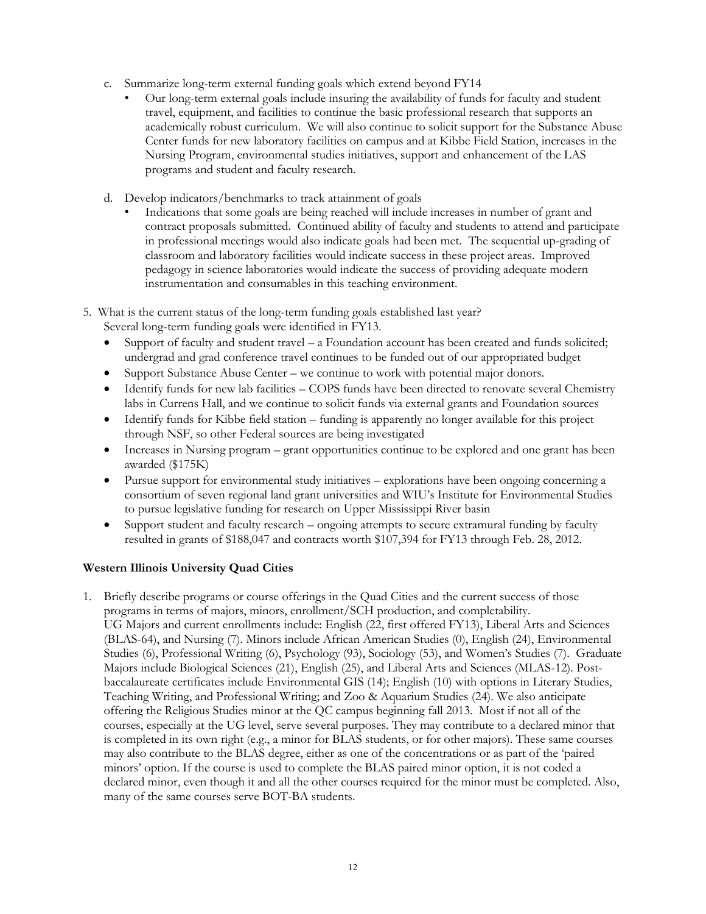c. Summarize long-term external funding goals which extend beyond FY14
   - Our long-term external goals include insuring the availability of funds for faculty and student travel, equipment, and facilities to continue the basic professional research that supports an academically robust curriculum. We will also continue to solicit support for the Substance Abuse Center funds for new laboratory facilities on campus and at Kibbe Field Station, increases in the Nursing Program, environmental studies initiatives, support and enhancement of the LAS programs and student and faculty research.

d. Develop indicators/benchmarks to track attainment of goals
   - Indications that some goals are being reached will include increases in number of grant and contract proposals submitted. Continued ability of faculty and students to attend and participate in professional meetings would also indicate goals had been met. The sequential up-grading of classroom and laboratory facilities would indicate success in these project areas. Improved pedagogy in science laboratories would indicate the success of providing adequate modern instrumentation and consumables in this teaching environment.

5. What is the current status of the long-term funding goals established last year?
   Several long-term funding goals were identified in FY13.
   - Support of faculty and student travel – a Foundation account has been created and funds solicited; undergrad and grad conference travel continues to be funded out of our appropriated budget
   - Support Substance Abuse Center – we continue to work with potential major donors.
   - Identify funds for new lab facilities – COPS funds have been directed to renovate several Chemistry labs in Currens Hall, and we continue to solicit funds via external grants and Foundation sources
   - Identify funds for Kibbe field station – funding is apparently no longer available for this project through NSF, so other Federal sources are being investigated
   - Increases in Nursing program – grant opportunities continue to be explored and one grant has been awarded ($175K)
   - Pursue support for environmental study initiatives – explorations have been ongoing concerning a consortium of seven regional land grant universities and WIU's Institute for Environmental Studies to pursue legislative funding for research on Upper Mississippi River basin
   - Support student and faculty research – ongoing attempts to secure extramural funding by faculty resulted in grants of $188,047 and contracts worth $107,394 for FY13 through Feb. 28, 2012.

**Western Illinois University Quad Cities**

1. Briefly describe programs or course offerings in the Quad Cities and the current success of those programs in terms of majors, minors, enrollment/SCH production, and completability.
   UG Majors and current enrollments include: English (22, first offered FY13), Liberal Arts and Sciences (BLAS-64), and Nursing (7). Minors include African American Studies (0), English (24), Environmental Studies (6), Professional Writing (6), Psychology (93), Sociology (53), and Women's Studies (7). Graduate Majors include Biological Sciences (21), English (25), and Liberal Arts and Sciences (MLAS-12). Post-baccalaureate certificates include Environmental GIS (14); English (10) with options in Literary Studies, Teaching Writing, and Professional Writing; and Zoo & Aquarium Studies (24). We also anticipate offering the Religious Studies minor at the QC campus beginning fall 2013. Most if not all of the courses, especially at the UG level, serve several purposes. They may contribute to a declared minor that is completed in its own right (e.g., a minor for BLAS students, or for other majors). These same courses may also contribute to the BLAS degree, either as one of the concentrations or as part of the 'paired minors' option. If the course is used to complete the BLAS paired minor option, it is not coded a declared minor, even though it and all the other courses required for the minor must be completed. Also, many of the same courses serve BOT-BA students.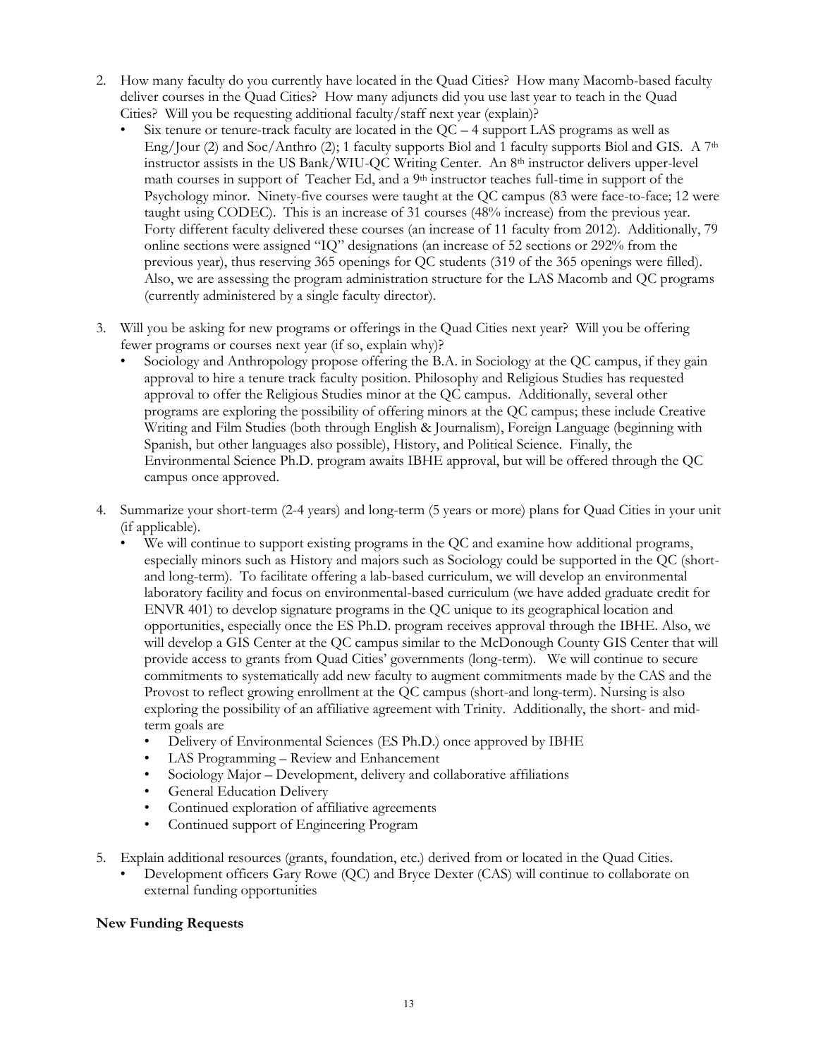2. How many faculty do you currently have located in the Quad Cities? How many Macomb-based faculty deliver courses in the Quad Cities? How many adjuncts did you use last year to teach in the Quad Cities? Will you be requesting additional faculty/staff next year (explain)?
   - Six tenure or tenure-track faculty are located in the QC – 4 support LAS programs as well as Eng/Jour (2) and Soc/Anthro (2); 1 faculty supports Biol and 1 faculty supports Biol and GIS. A 7th instructor assists in the US Bank/WIU-QC Writing Center. An 8th instructor delivers upper-level math courses in support of Teacher Ed, and a 9th instructor teaches full-time in support of the Psychology minor. Ninety-five courses were taught at the QC campus (83 were face-to-face; 12 were taught using CODEC). This is an increase of 31 courses (48% increase) from the previous year. Forty different faculty delivered these courses (an increase of 11 faculty from 2012). Additionally, 79 online sections were assigned "IQ" designations (an increase of 52 sections or 292% from the previous year), thus reserving 365 openings for QC students (319 of the 365 openings were filled). Also, we are assessing the program administration structure for the LAS Macomb and QC programs (currently administered by a single faculty director).

3. Will you be asking for new programs or offerings in the Quad Cities next year? Will you be offering fewer programs or courses next year (if so, explain why)?
   - Sociology and Anthropology propose offering the B.A. in Sociology at the QC campus, if they gain approval to hire a tenure track faculty position. Philosophy and Religious Studies has requested approval to offer the Religious Studies minor at the QC campus. Additionally, several other programs are exploring the possibility of offering minors at the QC campus; these include Creative Writing and Film Studies (both through English & Journalism), Foreign Language (beginning with Spanish, but other languages also possible), History, and Political Science. Finally, the Environmental Science Ph.D. program awaits IBHE approval, but will be offered through the QC campus once approved.

4. Summarize your short-term (2-4 years) and long-term (5 years or more) plans for Quad Cities in your unit (if applicable).
   - We will continue to support existing programs in the QC and examine how additional programs, especially minors such as History and majors such as Sociology could be supported in the QC (short- and long-term). To facilitate offering a lab-based curriculum, we will develop an environmental laboratory facility and focus on environmental-based curriculum (we have added graduate credit for ENVR 401) to develop signature programs in the QC unique to its geographical location and opportunities, especially once the ES Ph.D. program receives approval through the IBHE. Also, we will develop a GIS Center at the QC campus similar to the McDonough County GIS Center that will provide access to grants from Quad Cities' governments (long-term). We will continue to secure commitments to systematically add new faculty to augment commitments made by the CAS and the Provost to reflect growing enrollment at the QC campus (short-and long-term). Nursing is also exploring the possibility of an affiliative agreement with Trinity. Additionally, the short- and mid-term goals are
     - Delivery of Environmental Sciences (ES Ph.D.) once approved by IBHE
     - LAS Programming – Review and Enhancement
     - Sociology Major – Development, delivery and collaborative affiliations
     - General Education Delivery
     - Continued exploration of affiliative agreements
     - Continued support of Engineering Program

5. Explain additional resources (grants, foundation, etc.) derived from or located in the Quad Cities.
   - Development officers Gary Rowe (QC) and Bryce Dexter (CAS) will continue to collaborate on external funding opportunities

**New Funding Requests**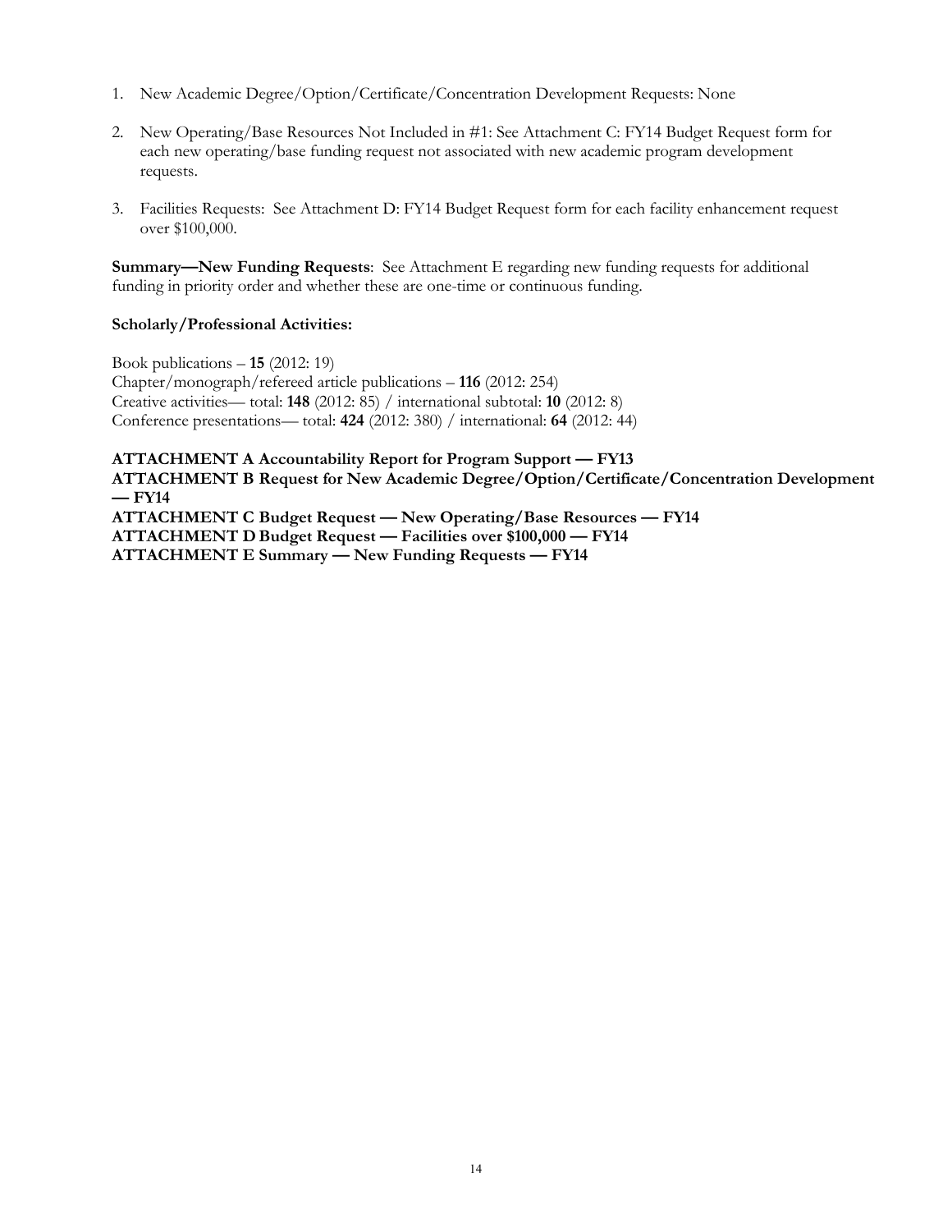1. New Academic Degree/Option/Certificate/Concentration Development Requests: None

2. New Operating/Base Resources Not Included in #1: See Attachment C: FY14 Budget Request form for each new operating/base funding request not associated with new academic program development requests.

3. Facilities Requests: See Attachment D: FY14 Budget Request form for each facility enhancement request over $100,000.

**Summary—New Funding Requests**: See Attachment E regarding new funding requests for additional funding in priority order and whether these are one-time or continuous funding.

**Scholarly/Professional Activities:**

Book publications – **15** (2012: 19)
Chapter/monograph/refereed article publications – **116** (2012: 254)
Creative activities— total: **148** (2012: 85) / international subtotal: **10** (2012: 8)
Conference presentations— total: **424** (2012: 380) / international: **64** (2012: 44)

**ATTACHMENT A Accountability Report for Program Support — FY13**
**ATTACHMENT B Request for New Academic Degree/Option/Certificate/Concentration Development — FY14**
**ATTACHMENT C Budget Request — New Operating/Base Resources — FY14**
**ATTACHMENT D Budget Request — Facilities over $100,000 — FY14**
**ATTACHMENT E Summary — New Funding Requests — FY14**